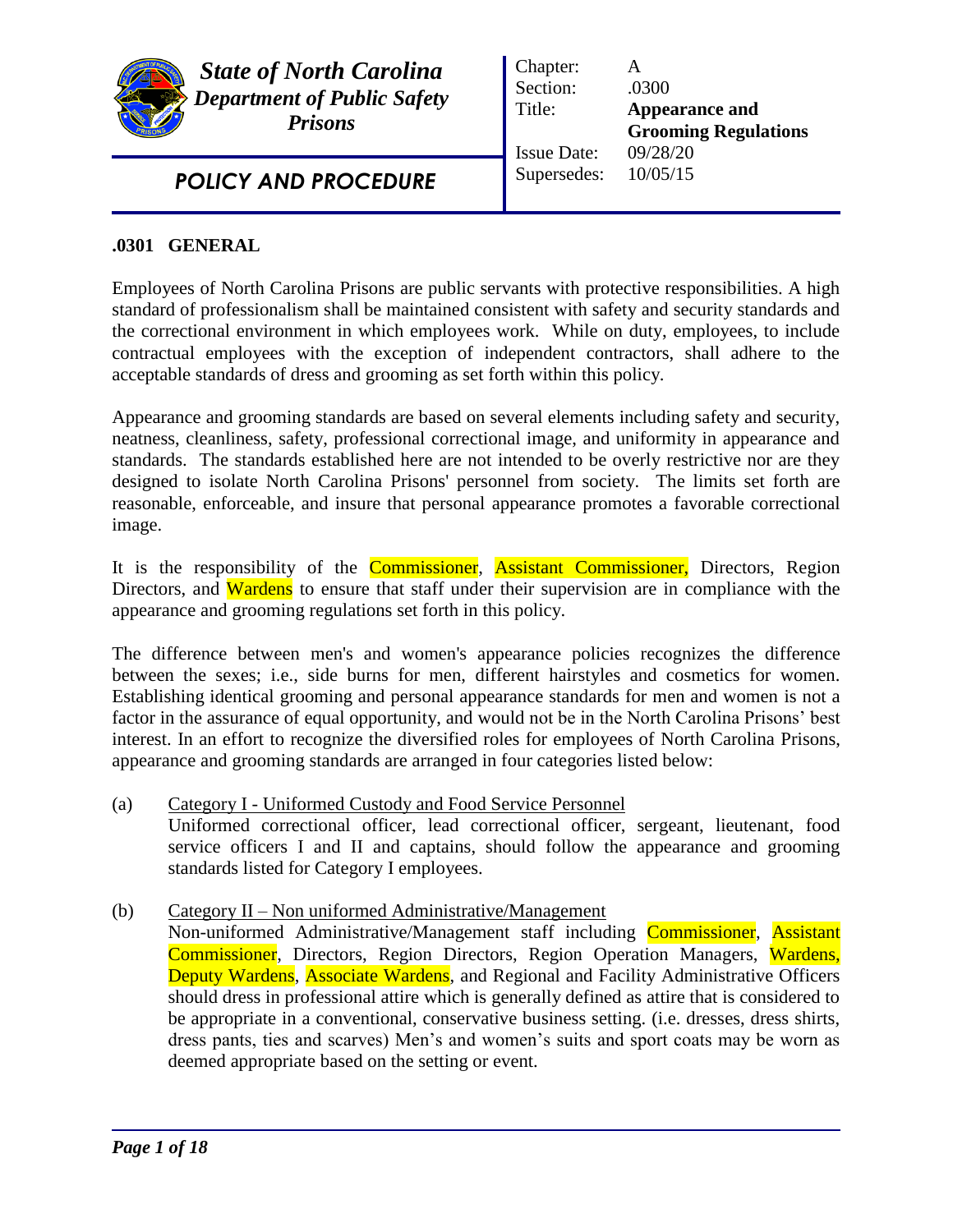**State of North Carolina**
***Department of Public Safety***
***Prisons***

***POLICY AND PROCEDURE***

| | |
|---|---|
| Chapter: | A |
| Section: | .0300 |
| Title: | **Appearance and Grooming Regulations** |
| Issue Date: | 09/28/20 |
| Supersedes: | 10/05/15 |

## .0301 GENERAL

Employees of North Carolina Prisons are public servants with protective responsibilities. A high standard of professionalism shall be maintained consistent with safety and security standards and the correctional environment in which employees work. While on duty, employees, to include contractual employees with the exception of independent contractors, shall adhere to the acceptable standards of dress and grooming as set forth within this policy.

Appearance and grooming standards are based on several elements including safety and security, neatness, cleanliness, safety, professional correctional image, and uniformity in appearance and standards. The standards established here are not intended to be overly restrictive nor are they designed to isolate North Carolina Prisons' personnel from society. The limits set forth are reasonable, enforceable, and insure that personal appearance promotes a favorable correctional image.

It is the responsibility of the Commissioner, Assistant Commissioner, Directors, Region Directors, and Wardens to ensure that staff under their supervision are in compliance with the appearance and grooming regulations set forth in this policy.

The difference between men's and women's appearance policies recognizes the difference between the sexes; i.e., side burns for men, different hairstyles and cosmetics for women. Establishing identical grooming and personal appearance standards for men and women is not a factor in the assurance of equal opportunity, and would not be in the North Carolina Prisons' best interest. In an effort to recognize the diversified roles for employees of North Carolina Prisons, appearance and grooming standards are arranged in four categories listed below:

(a) Category I - Uniformed Custody and Food Service Personnel
Uniformed correctional officer, lead correctional officer, sergeant, lieutenant, food service officers I and II and captains, should follow the appearance and grooming standards listed for Category I employees.

(b) Category II – Non uniformed Administrative/Management
Non-uniformed Administrative/Management staff including Commissioner, Assistant Commissioner, Directors, Region Directors, Region Operation Managers, Wardens, Deputy Wardens, Associate Wardens, and Regional and Facility Administrative Officers should dress in professional attire which is generally defined as attire that is considered to be appropriate in a conventional, conservative business setting. (i.e. dresses, dress shirts, dress pants, ties and scarves) Men's and women's suits and sport coats may be worn as deemed appropriate based on the setting or event.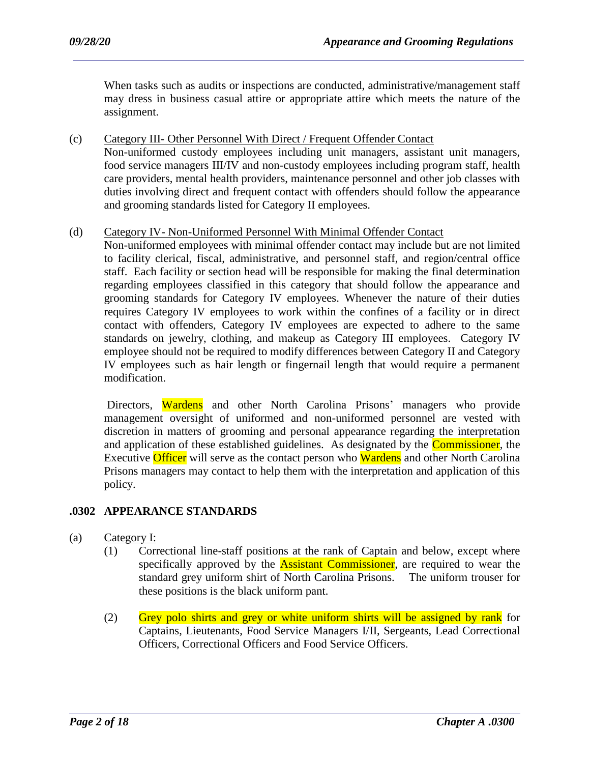When tasks such as audits or inspections are conducted, administrative/management staff may dress in business casual attire or appropriate attire which meets the nature of the assignment.

(c) Category III- Other Personnel With Direct / Frequent Offender Contact

Non-uniformed custody employees including unit managers, assistant unit managers, food service managers III/IV and non-custody employees including program staff, health care providers, mental health providers, maintenance personnel and other job classes with duties involving direct and frequent contact with offenders should follow the appearance and grooming standards listed for Category II employees.

(d) Category IV- Non-Uniformed Personnel With Minimal Offender Contact

Non-uniformed employees with minimal offender contact may include but are not limited to facility clerical, fiscal, administrative, and personnel staff, and region/central office staff. Each facility or section head will be responsible for making the final determination regarding employees classified in this category that should follow the appearance and grooming standards for Category IV employees. Whenever the nature of their duties requires Category IV employees to work within the confines of a facility or in direct contact with offenders, Category IV employees are expected to adhere to the same standards on jewelry, clothing, and makeup as Category III employees. Category IV employee should not be required to modify differences between Category II and Category IV employees such as hair length or fingernail length that would require a permanent modification.

Directors, Wardens and other North Carolina Prisons' managers who provide management oversight of uniformed and non-uniformed personnel are vested with discretion in matters of grooming and personal appearance regarding the interpretation and application of these established guidelines. As designated by the Commissioner, the Executive Officer will serve as the contact person who Wardens and other North Carolina Prisons managers may contact to help them with the interpretation and application of this policy.

## .0302 APPEARANCE STANDARDS

(a) Category I:

(1) Correctional line-staff positions at the rank of Captain and below, except where specifically approved by the Assistant Commissioner, are required to wear the standard grey uniform shirt of North Carolina Prisons. The uniform trouser for these positions is the black uniform pant.

(2) Grey polo shirts and grey or white uniform shirts will be assigned by rank for Captains, Lieutenants, Food Service Managers I/II, Sergeants, Lead Correctional Officers, Correctional Officers and Food Service Officers.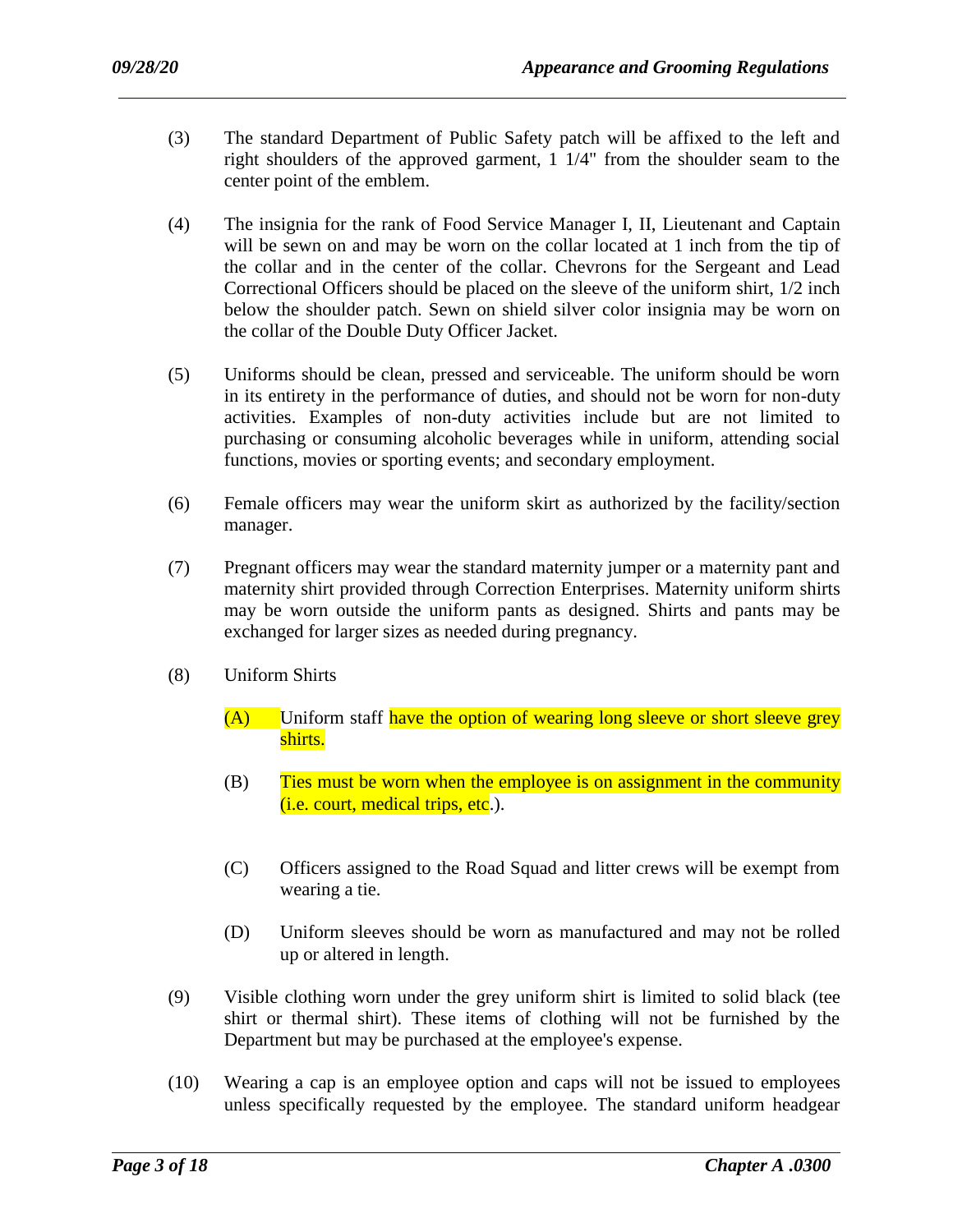(3) The standard Department of Public Safety patch will be affixed to the left and right shoulders of the approved garment, 1 1/4" from the shoulder seam to the center point of the emblem.

(4) The insignia for the rank of Food Service Manager I, II, Lieutenant and Captain will be sewn on and may be worn on the collar located at 1 inch from the tip of the collar and in the center of the collar. Chevrons for the Sergeant and Lead Correctional Officers should be placed on the sleeve of the uniform shirt, 1/2 inch below the shoulder patch. Sewn on shield silver color insignia may be worn on the collar of the Double Duty Officer Jacket.

(5) Uniforms should be clean, pressed and serviceable. The uniform should be worn in its entirety in the performance of duties, and should not be worn for non-duty activities. Examples of non-duty activities include but are not limited to purchasing or consuming alcoholic beverages while in uniform, attending social functions, movies or sporting events; and secondary employment.

(6) Female officers may wear the uniform skirt as authorized by the facility/section manager.

(7) Pregnant officers may wear the standard maternity jumper or a maternity pant and maternity shirt provided through Correction Enterprises. Maternity uniform shirts may be worn outside the uniform pants as designed. Shirts and pants may be exchanged for larger sizes as needed during pregnancy.

(8) Uniform Shirts

  (A) Uniform staff have the option of wearing long sleeve or short sleeve grey shirts.

  (B) Ties must be worn when the employee is on assignment in the community (i.e. court, medical trips, etc.).

  (C) Officers assigned to the Road Squad and litter crews will be exempt from wearing a tie.

  (D) Uniform sleeves should be worn as manufactured and may not be rolled up or altered in length.

(9) Visible clothing worn under the grey uniform shirt is limited to solid black (tee shirt or thermal shirt). These items of clothing will not be furnished by the Department but may be purchased at the employee's expense.

(10) Wearing a cap is an employee option and caps will not be issued to employees unless specifically requested by the employee. The standard uniform headgear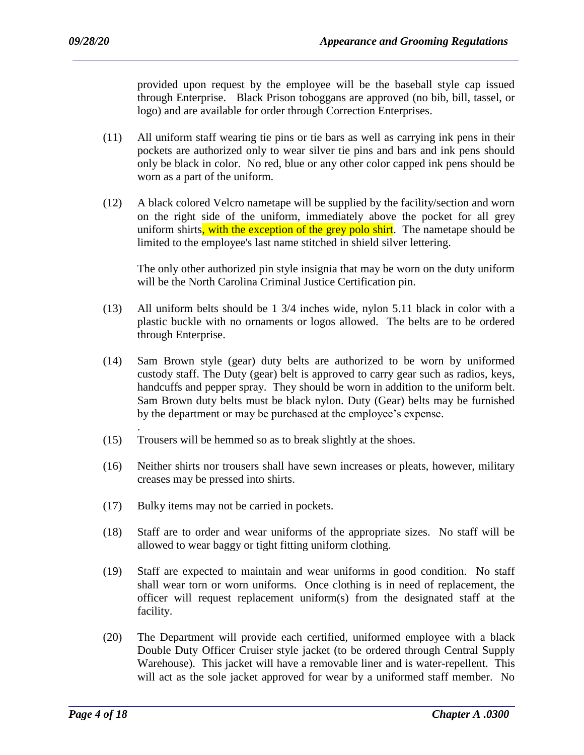provided upon request by the employee will be the baseball style cap issued through Enterprise. Black Prison toboggans are approved (no bib, bill, tassel, or logo) and are available for order through Correction Enterprises.

(11) All uniform staff wearing tie pins or tie bars as well as carrying ink pens in their pockets are authorized only to wear silver tie pins and bars and ink pens should only be black in color. No red, blue or any other color capped ink pens should be worn as a part of the uniform.

(12) A black colored Velcro nametape will be supplied by the facility/section and worn on the right side of the uniform, immediately above the pocket for all grey uniform shirts, with the exception of the grey polo shirt. The nametape should be limited to the employee's last name stitched in shield silver lettering.

The only other authorized pin style insignia that may be worn on the duty uniform will be the North Carolina Criminal Justice Certification pin.

(13) All uniform belts should be 1 3/4 inches wide, nylon 5.11 black in color with a plastic buckle with no ornaments or logos allowed. The belts are to be ordered through Enterprise.

(14) Sam Brown style (gear) duty belts are authorized to be worn by uniformed custody staff. The Duty (gear) belt is approved to carry gear such as radios, keys, handcuffs and pepper spray. They should be worn in addition to the uniform belt. Sam Brown duty belts must be black nylon. Duty (Gear) belts may be furnished by the department or may be purchased at the employee's expense.

(15) Trousers will be hemmed so as to break slightly at the shoes.

(16) Neither shirts nor trousers shall have sewn increases or pleats, however, military creases may be pressed into shirts.

(17) Bulky items may not be carried in pockets.

(18) Staff are to order and wear uniforms of the appropriate sizes. No staff will be allowed to wear baggy or tight fitting uniform clothing.

(19) Staff are expected to maintain and wear uniforms in good condition. No staff shall wear torn or worn uniforms. Once clothing is in need of replacement, the officer will request replacement uniform(s) from the designated staff at the facility.

(20) The Department will provide each certified, uniformed employee with a black Double Duty Officer Cruiser style jacket (to be ordered through Central Supply Warehouse). This jacket will have a removable liner and is water-repellent. This will act as the sole jacket approved for wear by a uniformed staff member. No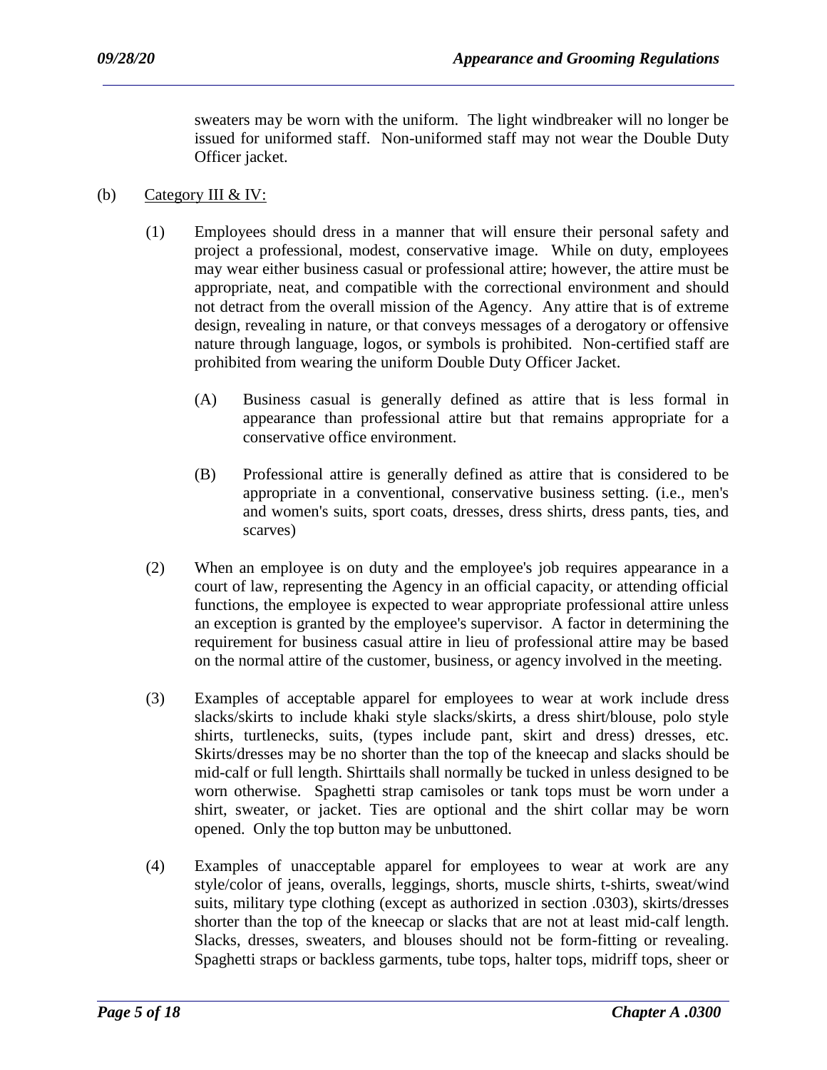sweaters may be worn with the uniform. The light windbreaker will no longer be issued for uniformed staff. Non-uniformed staff may not wear the Double Duty Officer jacket.

(b) Category III & IV:

(1) Employees should dress in a manner that will ensure their personal safety and project a professional, modest, conservative image. While on duty, employees may wear either business casual or professional attire; however, the attire must be appropriate, neat, and compatible with the correctional environment and should not detract from the overall mission of the Agency. Any attire that is of extreme design, revealing in nature, or that conveys messages of a derogatory or offensive nature through language, logos, or symbols is prohibited. Non-certified staff are prohibited from wearing the uniform Double Duty Officer Jacket.

(A) Business casual is generally defined as attire that is less formal in appearance than professional attire but that remains appropriate for a conservative office environment.

(B) Professional attire is generally defined as attire that is considered to be appropriate in a conventional, conservative business setting. (i.e., men's and women's suits, sport coats, dresses, dress shirts, dress pants, ties, and scarves)

(2) When an employee is on duty and the employee's job requires appearance in a court of law, representing the Agency in an official capacity, or attending official functions, the employee is expected to wear appropriate professional attire unless an exception is granted by the employee's supervisor. A factor in determining the requirement for business casual attire in lieu of professional attire may be based on the normal attire of the customer, business, or agency involved in the meeting.

(3) Examples of acceptable apparel for employees to wear at work include dress slacks/skirts to include khaki style slacks/skirts, a dress shirt/blouse, polo style shirts, turtlenecks, suits, (types include pant, skirt and dress) dresses, etc. Skirts/dresses may be no shorter than the top of the kneecap and slacks should be mid-calf or full length. Shirttails shall normally be tucked in unless designed to be worn otherwise. Spaghetti strap camisoles or tank tops must be worn under a shirt, sweater, or jacket. Ties are optional and the shirt collar may be worn opened. Only the top button may be unbuttoned.

(4) Examples of unacceptable apparel for employees to wear at work are any style/color of jeans, overalls, leggings, shorts, muscle shirts, t-shirts, sweat/wind suits, military type clothing (except as authorized in section .0303), skirts/dresses shorter than the top of the kneecap or slacks that are not at least mid-calf length. Slacks, dresses, sweaters, and blouses should not be form-fitting or revealing. Spaghetti straps or backless garments, tube tops, halter tops, midriff tops, sheer or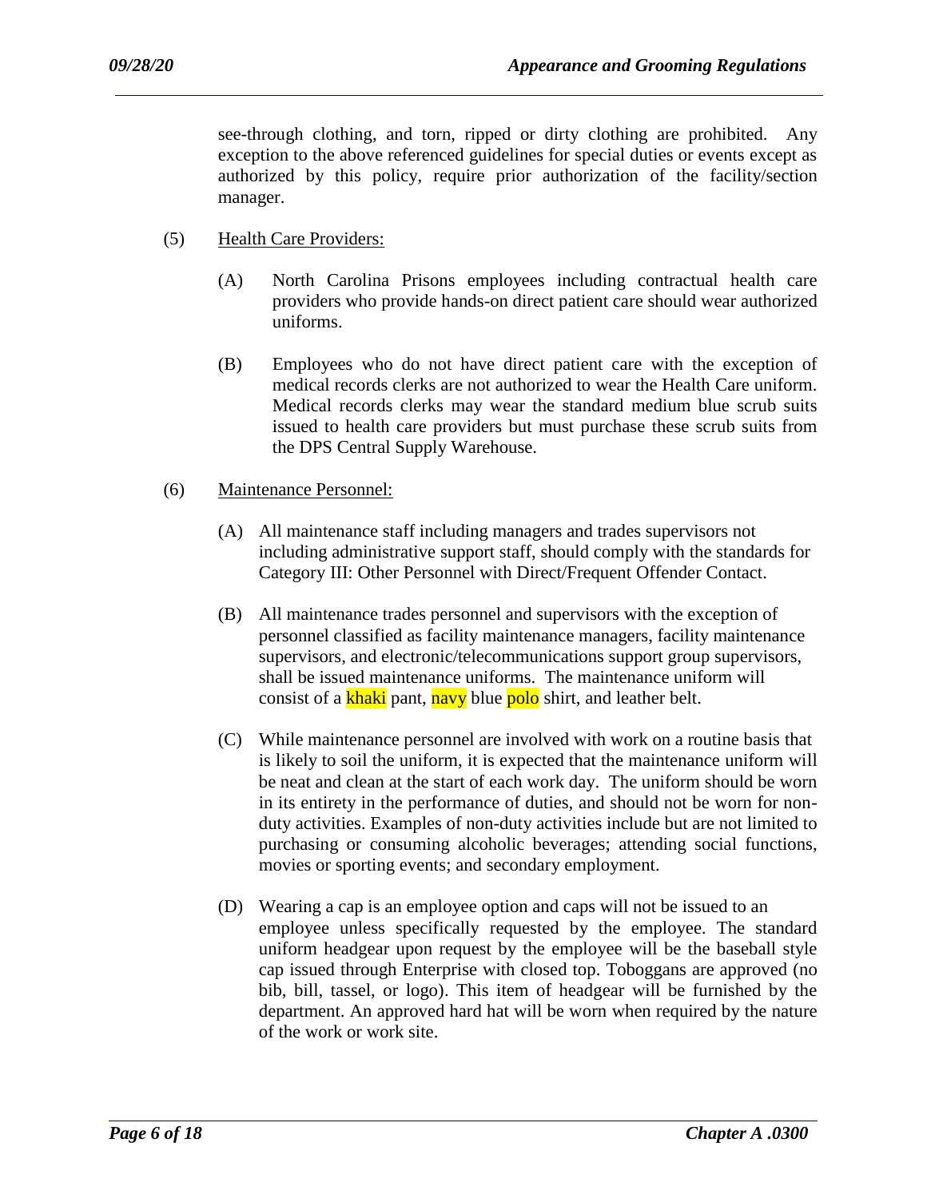see-through clothing, and torn, ripped or dirty clothing are prohibited. Any exception to the above referenced guidelines for special duties or events except as authorized by this policy, require prior authorization of the facility/section manager.

(5) Health Care Providers:

(A) North Carolina Prisons employees including contractual health care providers who provide hands-on direct patient care should wear authorized uniforms.

(B) Employees who do not have direct patient care with the exception of medical records clerks are not authorized to wear the Health Care uniform. Medical records clerks may wear the standard medium blue scrub suits issued to health care providers but must purchase these scrub suits from the DPS Central Supply Warehouse.

(6) Maintenance Personnel:

(A) All maintenance staff including managers and trades supervisors not including administrative support staff, should comply with the standards for Category III: Other Personnel with Direct/Frequent Offender Contact.

(B) All maintenance trades personnel and supervisors with the exception of personnel classified as facility maintenance managers, facility maintenance supervisors, and electronic/telecommunications support group supervisors, shall be issued maintenance uniforms. The maintenance uniform will consist of a khaki pant, navy blue polo shirt, and leather belt.

(C) While maintenance personnel are involved with work on a routine basis that is likely to soil the uniform, it is expected that the maintenance uniform will be neat and clean at the start of each work day. The uniform should be worn in its entirety in the performance of duties, and should not be worn for non-duty activities. Examples of non-duty activities include but are not limited to purchasing or consuming alcoholic beverages; attending social functions, movies or sporting events; and secondary employment.

(D) Wearing a cap is an employee option and caps will not be issued to an employee unless specifically requested by the employee. The standard uniform headgear upon request by the employee will be the baseball style cap issued through Enterprise with closed top. Toboggans are approved (no bib, bill, tassel, or logo). This item of headgear will be furnished by the department. An approved hard hat will be worn when required by the nature of the work or work site.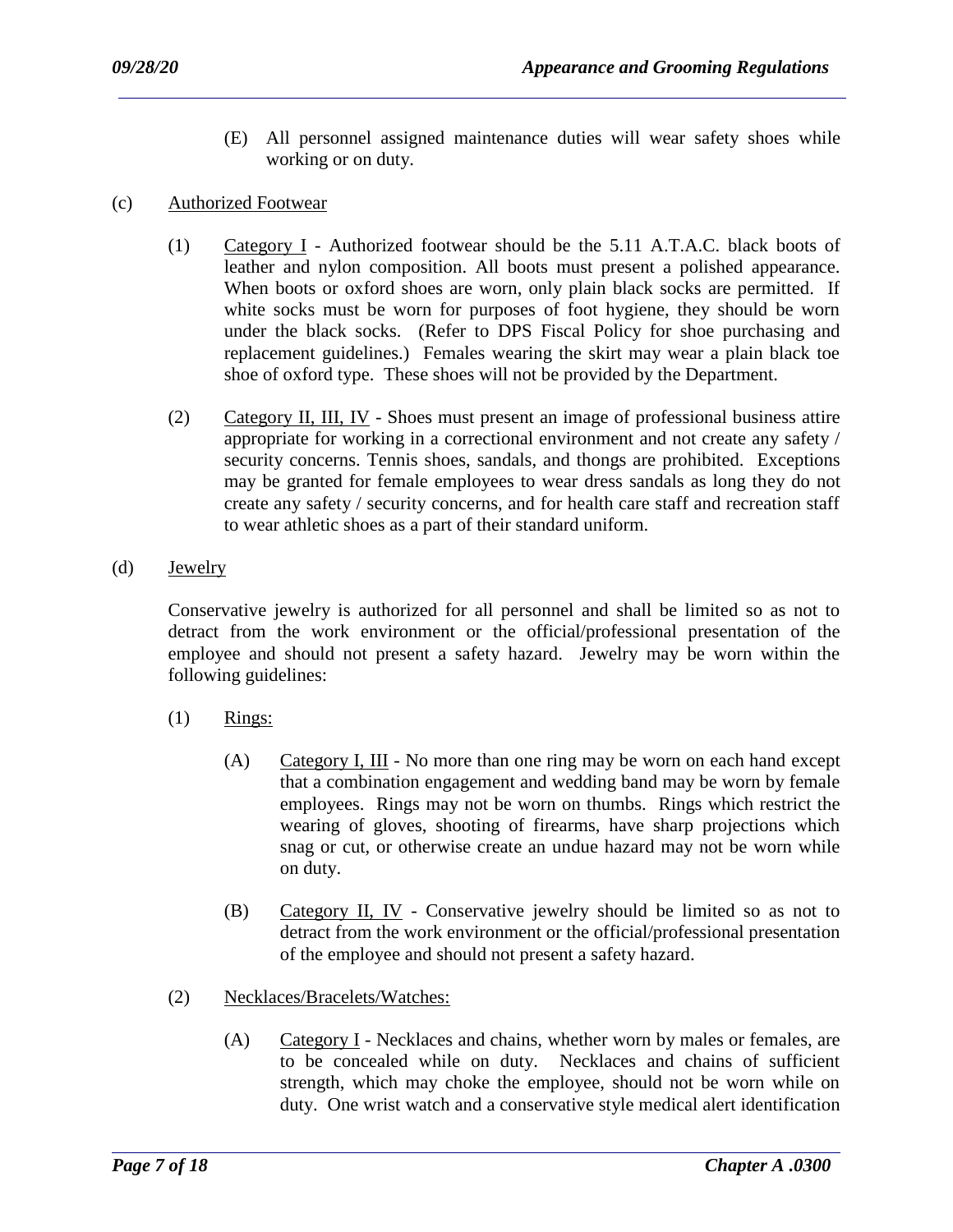(E) All personnel assigned maintenance duties will wear safety shoes while working or on duty.

(c) Authorized Footwear

(1) Category I - Authorized footwear should be the 5.11 A.T.A.C. black boots of leather and nylon composition. All boots must present a polished appearance. When boots or oxford shoes are worn, only plain black socks are permitted. If white socks must be worn for purposes of foot hygiene, they should be worn under the black socks. (Refer to DPS Fiscal Policy for shoe purchasing and replacement guidelines.) Females wearing the skirt may wear a plain black toe shoe of oxford type. These shoes will not be provided by the Department.

(2) Category II, III, IV - Shoes must present an image of professional business attire appropriate for working in a correctional environment and not create any safety / security concerns. Tennis shoes, sandals, and thongs are prohibited. Exceptions may be granted for female employees to wear dress sandals as long they do not create any safety / security concerns, and for health care staff and recreation staff to wear athletic shoes as a part of their standard uniform.

(d) Jewelry

Conservative jewelry is authorized for all personnel and shall be limited so as not to detract from the work environment or the official/professional presentation of the employee and should not present a safety hazard. Jewelry may be worn within the following guidelines:

(1) Rings:

(A) Category I, III - No more than one ring may be worn on each hand except that a combination engagement and wedding band may be worn by female employees. Rings may not be worn on thumbs. Rings which restrict the wearing of gloves, shooting of firearms, have sharp projections which snag or cut, or otherwise create an undue hazard may not be worn while on duty.

(B) Category II, IV - Conservative jewelry should be limited so as not to detract from the work environment or the official/professional presentation of the employee and should not present a safety hazard.

(2) Necklaces/Bracelets/Watches:

(A) Category I - Necklaces and chains, whether worn by males or females, are to be concealed while on duty. Necklaces and chains of sufficient strength, which may choke the employee, should not be worn while on duty. One wrist watch and a conservative style medical alert identification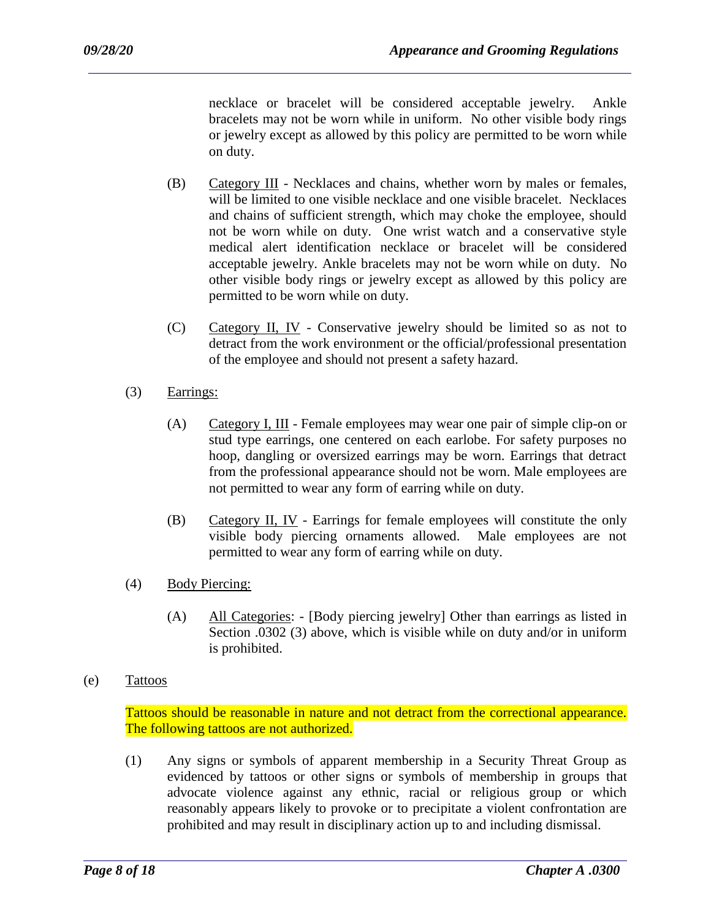necklace or bracelet will be considered acceptable jewelry. Ankle bracelets may not be worn while in uniform. No other visible body rings or jewelry except as allowed by this policy are permitted to be worn while on duty.

(B) Category III - Necklaces and chains, whether worn by males or females, will be limited to one visible necklace and one visible bracelet. Necklaces and chains of sufficient strength, which may choke the employee, should not be worn while on duty. One wrist watch and a conservative style medical alert identification necklace or bracelet will be considered acceptable jewelry. Ankle bracelets may not be worn while on duty. No other visible body rings or jewelry except as allowed by this policy are permitted to be worn while on duty.

(C) Category II, IV - Conservative jewelry should be limited so as not to detract from the work environment or the official/professional presentation of the employee and should not present a safety hazard.

(3) Earrings:

(A) Category I, III - Female employees may wear one pair of simple clip-on or stud type earrings, one centered on each earlobe. For safety purposes no hoop, dangling or oversized earrings may be worn. Earrings that detract from the professional appearance should not be worn. Male employees are not permitted to wear any form of earring while on duty.

(B) Category II, IV - Earrings for female employees will constitute the only visible body piercing ornaments allowed. Male employees are not permitted to wear any form of earring while on duty.

(4) Body Piercing:

(A) All Categories: - [Body piercing jewelry] Other than earrings as listed in Section .0302 (3) above, which is visible while on duty and/or in uniform is prohibited.

(e) Tattoos

Tattoos should be reasonable in nature and not detract from the correctional appearance. The following tattoos are not authorized.

(1) Any signs or symbols of apparent membership in a Security Threat Group as evidenced by tattoos or other signs or symbols of membership in groups that advocate violence against any ethnic, racial or religious group or which reasonably appears likely to provoke or to precipitate a violent confrontation are prohibited and may result in disciplinary action up to and including dismissal.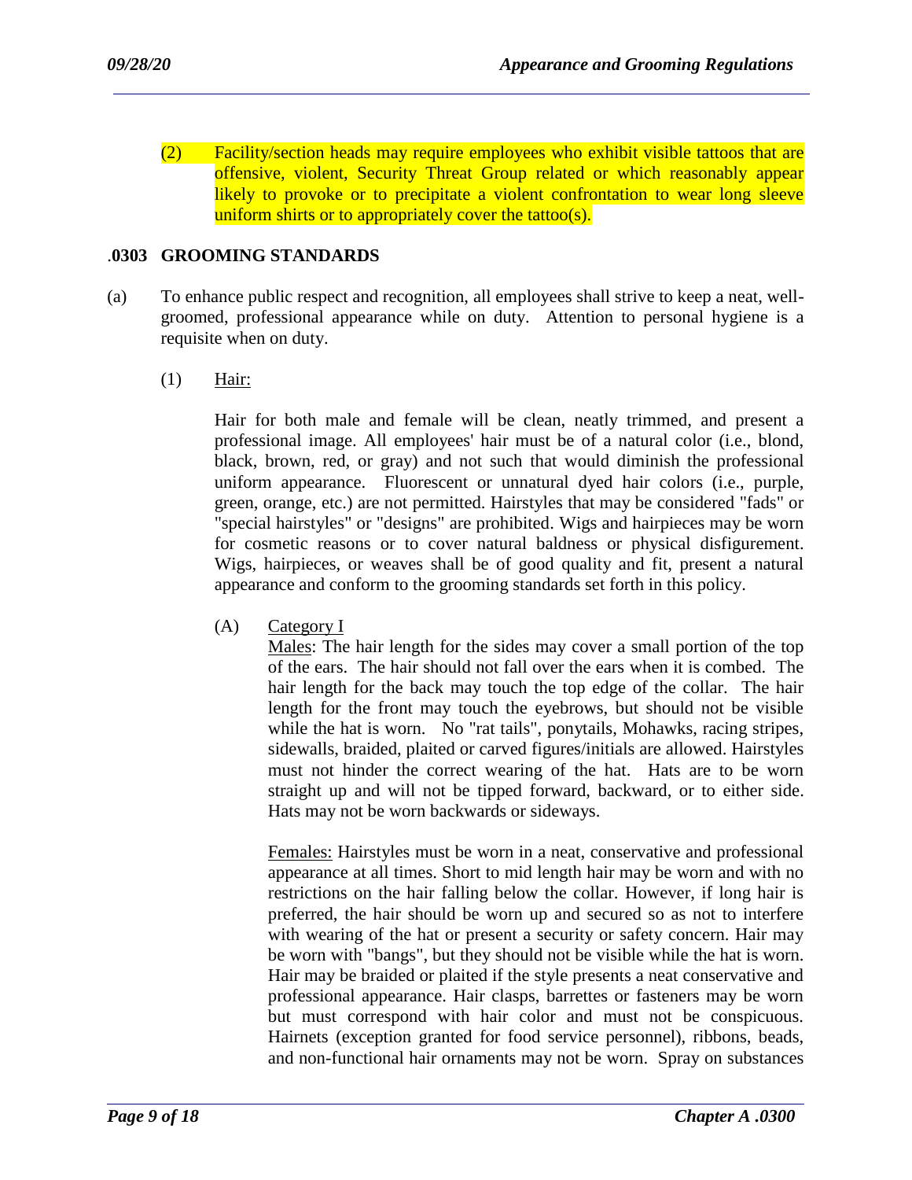(2) Facility/section heads may require employees who exhibit visible tattoos that are offensive, violent, Security Threat Group related or which reasonably appear likely to provoke or to precipitate a violent confrontation to wear long sleeve uniform shirts or to appropriately cover the tattoo(s).

### .0303 GROOMING STANDARDS

(a) To enhance public respect and recognition, all employees shall strive to keep a neat, well-groomed, professional appearance while on duty. Attention to personal hygiene is a requisite when on duty.

(1) Hair:

Hair for both male and female will be clean, neatly trimmed, and present a professional image. All employees' hair must be of a natural color (i.e., blond, black, brown, red, or gray) and not such that would diminish the professional uniform appearance. Fluorescent or unnatural dyed hair colors (i.e., purple, green, orange, etc.) are not permitted. Hairstyles that may be considered "fads" or "special hairstyles" or "designs" are prohibited. Wigs and hairpieces may be worn for cosmetic reasons or to cover natural baldness or physical disfigurement. Wigs, hairpieces, or weaves shall be of good quality and fit, present a natural appearance and conform to the grooming standards set forth in this policy.

(A) Category I

Males: The hair length for the sides may cover a small portion of the top of the ears. The hair should not fall over the ears when it is combed. The hair length for the back may touch the top edge of the collar. The hair length for the front may touch the eyebrows, but should not be visible while the hat is worn. No "rat tails", ponytails, Mohawks, racing stripes, sidewalls, braided, plaited or carved figures/initials are allowed. Hairstyles must not hinder the correct wearing of the hat. Hats are to be worn straight up and will not be tipped forward, backward, or to either side. Hats may not be worn backwards or sideways.

Females: Hairstyles must be worn in a neat, conservative and professional appearance at all times. Short to mid length hair may be worn and with no restrictions on the hair falling below the collar. However, if long hair is preferred, the hair should be worn up and secured so as not to interfere with wearing of the hat or present a security or safety concern. Hair may be worn with "bangs", but they should not be visible while the hat is worn. Hair may be braided or plaited if the style presents a neat conservative and professional appearance. Hair clasps, barrettes or fasteners may be worn but must correspond with hair color and must not be conspicuous. Hairnets (exception granted for food service personnel), ribbons, beads, and non-functional hair ornaments may not be worn. Spray on substances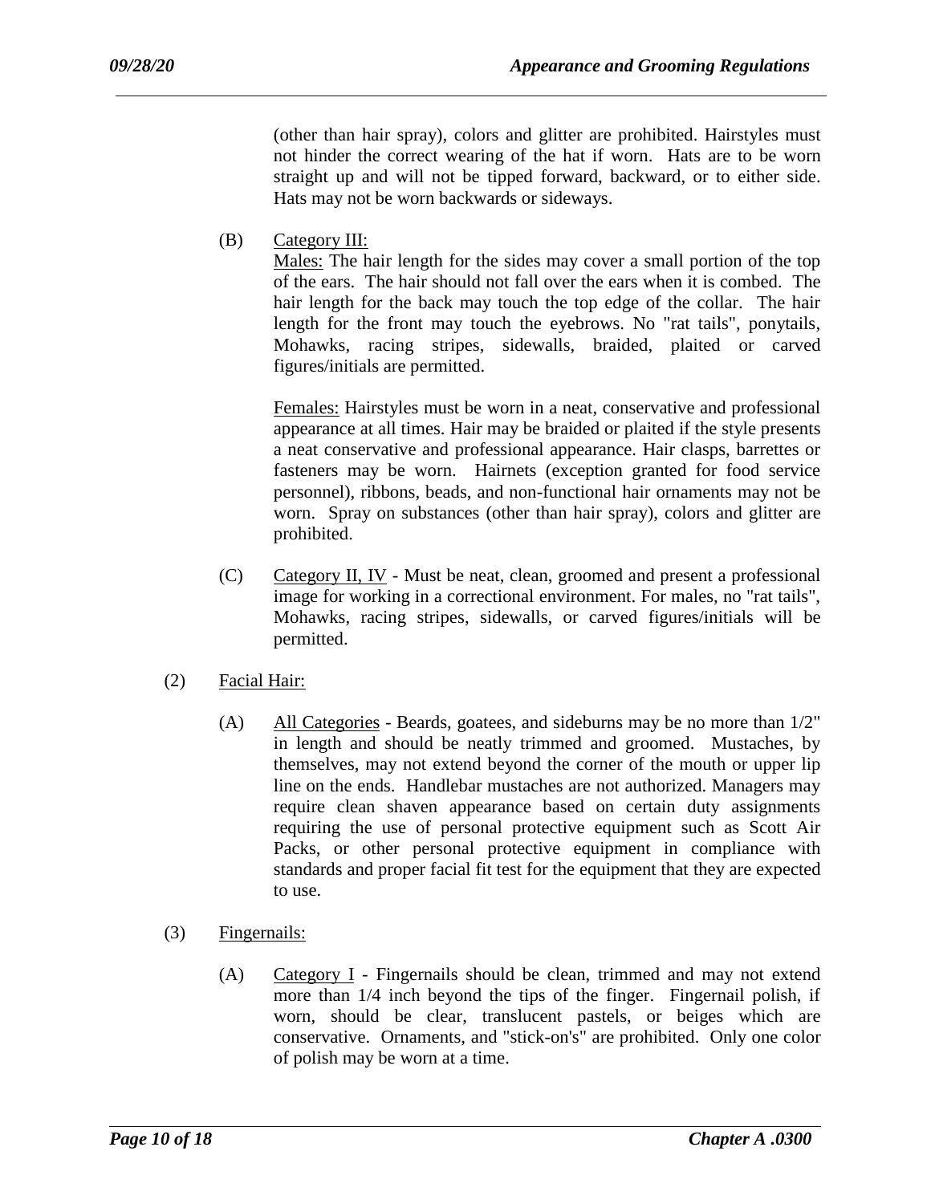(other than hair spray), colors and glitter are prohibited. Hairstyles must not hinder the correct wearing of the hat if worn. Hats are to be worn straight up and will not be tipped forward, backward, or to either side. Hats may not be worn backwards or sideways.

(B) Category III:

Males: The hair length for the sides may cover a small portion of the top of the ears. The hair should not fall over the ears when it is combed. The hair length for the back may touch the top edge of the collar. The hair length for the front may touch the eyebrows. No "rat tails", ponytails, Mohawks, racing stripes, sidewalls, braided, plaited or carved figures/initials are permitted.

Females: Hairstyles must be worn in a neat, conservative and professional appearance at all times. Hair may be braided or plaited if the style presents a neat conservative and professional appearance. Hair clasps, barrettes or fasteners may be worn. Hairnets (exception granted for food service personnel), ribbons, beads, and non-functional hair ornaments may not be worn. Spray on substances (other than hair spray), colors and glitter are prohibited.

(C) Category II, IV - Must be neat, clean, groomed and present a professional image for working in a correctional environment. For males, no "rat tails", Mohawks, racing stripes, sidewalls, or carved figures/initials will be permitted.

(2) Facial Hair:

(A) All Categories - Beards, goatees, and sideburns may be no more than 1/2" in length and should be neatly trimmed and groomed. Mustaches, by themselves, may not extend beyond the corner of the mouth or upper lip line on the ends. Handlebar mustaches are not authorized. Managers may require clean shaven appearance based on certain duty assignments requiring the use of personal protective equipment such as Scott Air Packs, or other personal protective equipment in compliance with standards and proper facial fit test for the equipment that they are expected to use.

(3) Fingernails:

(A) Category I - Fingernails should be clean, trimmed and may not extend more than 1/4 inch beyond the tips of the finger. Fingernail polish, if worn, should be clear, translucent pastels, or beiges which are conservative. Ornaments, and "stick-on's" are prohibited. Only one color of polish may be worn at a time.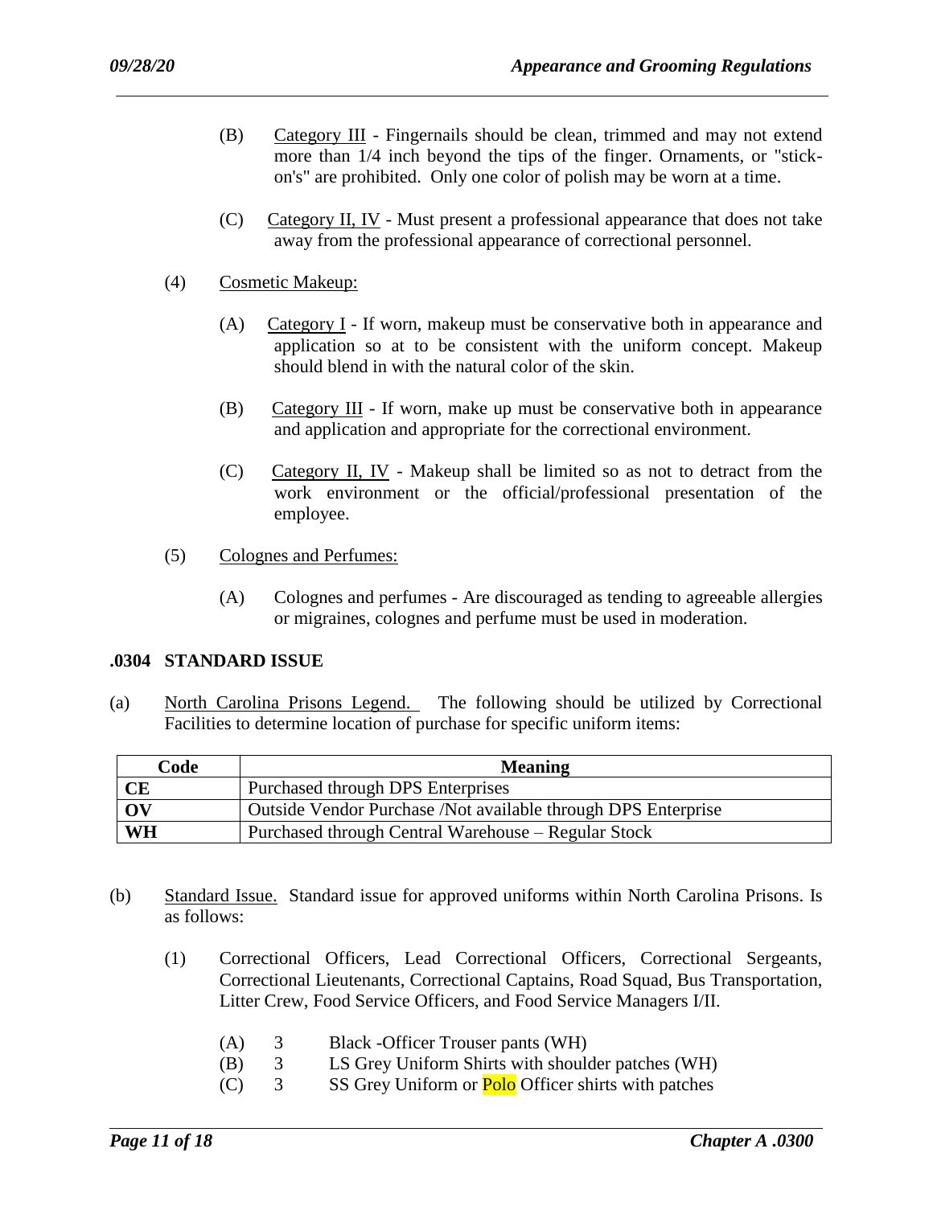(B) Category III - Fingernails should be clean, trimmed and may not extend more than 1/4 inch beyond the tips of the finger. Ornaments, or "stick-on's" are prohibited. Only one color of polish may be worn at a time.

(C) Category II, IV - Must present a professional appearance that does not take away from the professional appearance of correctional personnel.

(4) Cosmetic Makeup:

(A) Category I - If worn, makeup must be conservative both in appearance and application so at to be consistent with the uniform concept. Makeup should blend in with the natural color of the skin.

(B) Category III - If worn, make up must be conservative both in appearance and application and appropriate for the correctional environment.

(C) Category II, IV - Makeup shall be limited so as not to detract from the work environment or the official/professional presentation of the employee.

(5) Colognes and Perfumes:

(A) Colognes and perfumes - Are discouraged as tending to agreeable allergies or migraines, colognes and perfume must be used in moderation.

**.0304 STANDARD ISSUE**

(a) North Carolina Prisons Legend. The following should be utilized by Correctional Facilities to determine location of purchase for specific uniform items:

| Code | Meaning |
|---|---|
| **CE** | Purchased through DPS Enterprises |
| **OV** | Outside Vendor Purchase /Not available through DPS Enterprise |
| **WH** | Purchased through Central Warehouse – Regular Stock |

(b) Standard Issue. Standard issue for approved uniforms within North Carolina Prisons. Is as follows:

(1) Correctional Officers, Lead Correctional Officers, Correctional Sergeants, Correctional Lieutenants, Correctional Captains, Road Squad, Bus Transportation, Litter Crew, Food Service Officers, and Food Service Managers I/II.

(A) 3 Black -Officer Trouser pants (WH)
(B) 3 LS Grey Uniform Shirts with shoulder patches (WH)
(C) 3 SS Grey Uniform or Polo Officer shirts with patches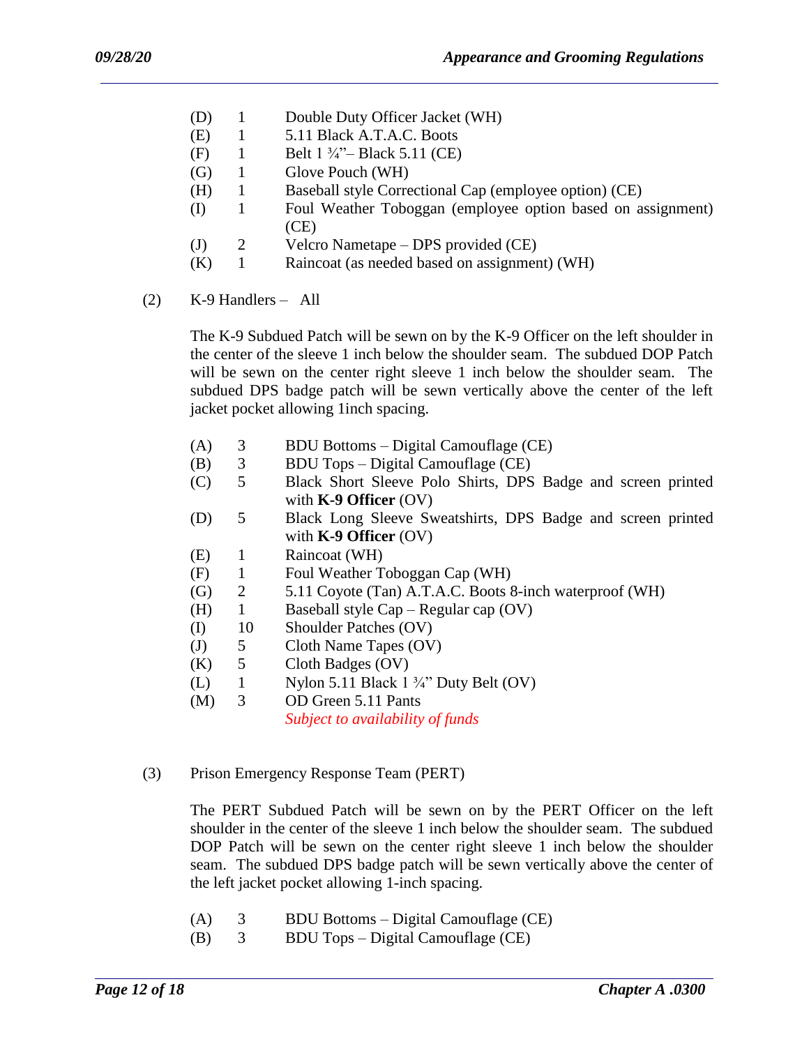(D) 1 Double Duty Officer Jacket (WH)
(E) 1 5.11 Black A.T.A.C. Boots
(F) 1 Belt 1 ¾"– Black 5.11 (CE)
(G) 1 Glove Pouch (WH)
(H) 1 Baseball style Correctional Cap (employee option) (CE)
(I) 1 Foul Weather Toboggan (employee option based on assignment) (CE)
(J) 2 Velcro Nametape – DPS provided (CE)
(K) 1 Raincoat (as needed based on assignment) (WH)

(2) K-9 Handlers – All

The K-9 Subdued Patch will be sewn on by the K-9 Officer on the left shoulder in the center of the sleeve 1 inch below the shoulder seam. The subdued DOP Patch will be sewn on the center right sleeve 1 inch below the shoulder seam. The subdued DPS badge patch will be sewn vertically above the center of the left jacket pocket allowing 1inch spacing.

(A) 3 BDU Bottoms – Digital Camouflage (CE)
(B) 3 BDU Tops – Digital Camouflage (CE)
(C) 5 Black Short Sleeve Polo Shirts, DPS Badge and screen printed with **K-9 Officer** (OV)
(D) 5 Black Long Sleeve Sweatshirts, DPS Badge and screen printed with **K-9 Officer** (OV)
(E) 1 Raincoat (WH)
(F) 1 Foul Weather Toboggan Cap (WH)
(G) 2 5.11 Coyote (Tan) A.T.A.C. Boots 8-inch waterproof (WH)
(H) 1 Baseball style Cap – Regular cap (OV)
(I) 10 Shoulder Patches (OV)
(J) 5 Cloth Name Tapes (OV)
(K) 5 Cloth Badges (OV)
(L) 1 Nylon 5.11 Black 1 ¾" Duty Belt (OV)
(M) 3 OD Green 5.11 Pants
*Subject to availability of funds*

(3) Prison Emergency Response Team (PERT)

The PERT Subdued Patch will be sewn on by the PERT Officer on the left shoulder in the center of the sleeve 1 inch below the shoulder seam. The subdued DOP Patch will be sewn on the center right sleeve 1 inch below the shoulder seam. The subdued DPS badge patch will be sewn vertically above the center of the left jacket pocket allowing 1-inch spacing.

(A) 3 BDU Bottoms – Digital Camouflage (CE)
(B) 3 BDU Tops – Digital Camouflage (CE)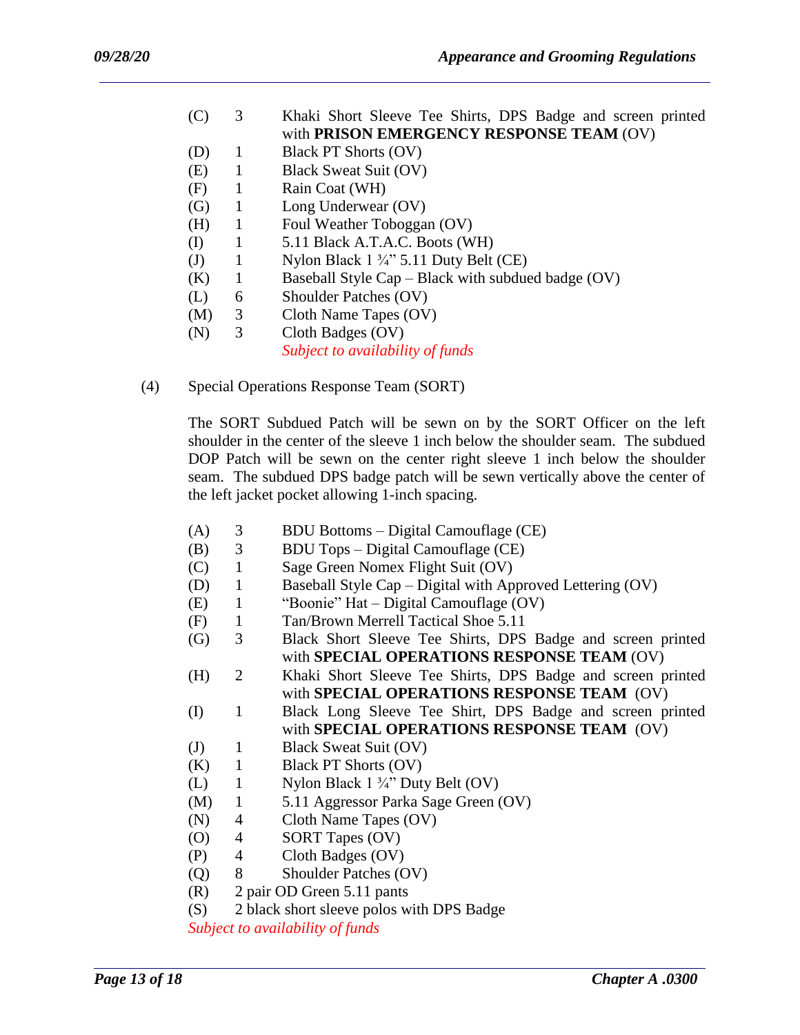(C) 3 Khaki Short Sleeve Tee Shirts, DPS Badge and screen printed with **PRISON EMERGENCY RESPONSE TEAM** (OV)
(D) 1 Black PT Shorts (OV)
(E) 1 Black Sweat Suit (OV)
(F) 1 Rain Coat (WH)
(G) 1 Long Underwear (OV)
(H) 1 Foul Weather Toboggan (OV)
(I) 1 5.11 Black A.T.A.C. Boots (WH)
(J) 1 Nylon Black 1 ¾" 5.11 Duty Belt (CE)
(K) 1 Baseball Style Cap – Black with subdued badge (OV)
(L) 6 Shoulder Patches (OV)
(M) 3 Cloth Name Tapes (OV)
(N) 3 Cloth Badges (OV)
*Subject to availability of funds*

(4) Special Operations Response Team (SORT)

The SORT Subdued Patch will be sewn on by the SORT Officer on the left shoulder in the center of the sleeve 1 inch below the shoulder seam. The subdued DOP Patch will be sewn on the center right sleeve 1 inch below the shoulder seam. The subdued DPS badge patch will be sewn vertically above the center of the left jacket pocket allowing 1-inch spacing.

(A) 3 BDU Bottoms – Digital Camouflage (CE)
(B) 3 BDU Tops – Digital Camouflage (CE)
(C) 1 Sage Green Nomex Flight Suit (OV)
(D) 1 Baseball Style Cap – Digital with Approved Lettering (OV)
(E) 1 "Boonie" Hat – Digital Camouflage (OV)
(F) 1 Tan/Brown Merrell Tactical Shoe 5.11
(G) 3 Black Short Sleeve Tee Shirts, DPS Badge and screen printed with **SPECIAL OPERATIONS RESPONSE TEAM** (OV)
(H) 2 Khaki Short Sleeve Tee Shirts, DPS Badge and screen printed with **SPECIAL OPERATIONS RESPONSE TEAM** (OV)
(I) 1 Black Long Sleeve Tee Shirt, DPS Badge and screen printed with **SPECIAL OPERATIONS RESPONSE TEAM** (OV)
(J) 1 Black Sweat Suit (OV)
(K) 1 Black PT Shorts (OV)
(L) 1 Nylon Black 1 ¾" Duty Belt (OV)
(M) 1 5.11 Aggressor Parka Sage Green (OV)
(N) 4 Cloth Name Tapes (OV)
(O) 4 SORT Tapes (OV)
(P) 4 Cloth Badges (OV)
(Q) 8 Shoulder Patches (OV)
(R) 2 pair OD Green 5.11 pants
(S) 2 black short sleeve polos with DPS Badge
*Subject to availability of funds*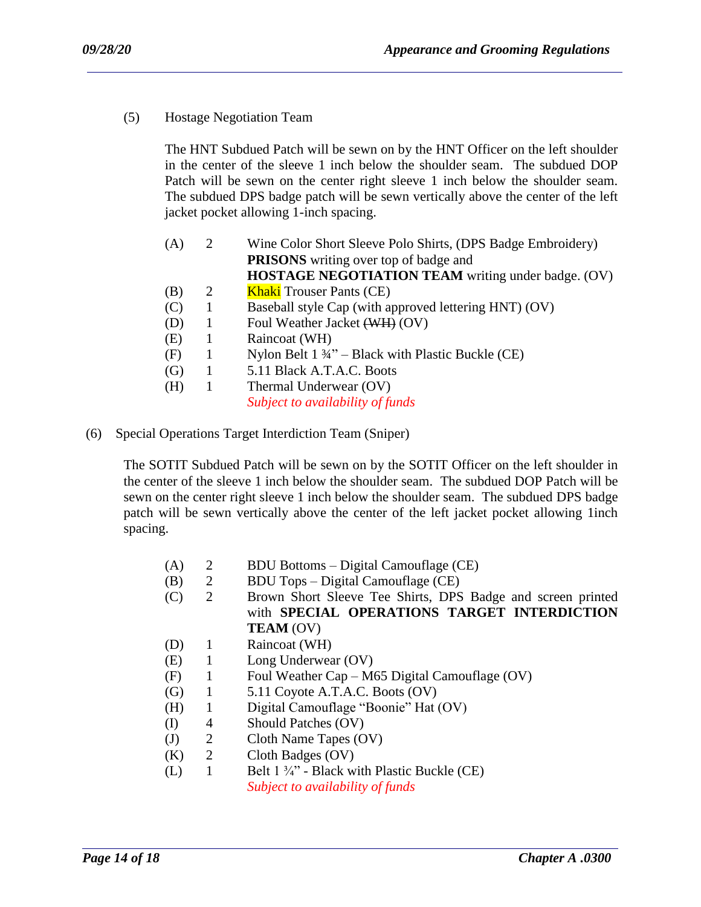(5) Hostage Negotiation Team

The HNT Subdued Patch will be sewn on by the HNT Officer on the left shoulder in the center of the sleeve 1 inch below the shoulder seam. The subdued DOP Patch will be sewn on the center right sleeve 1 inch below the shoulder seam. The subdued DPS badge patch will be sewn vertically above the center of the left jacket pocket allowing 1-inch spacing.

- (A) 2 Wine Color Short Sleeve Polo Shirts, (DPS Badge Embroidery) **PRISONS** writing over top of badge and **HOSTAGE NEGOTIATION TEAM** writing under badge. (OV)
- (B) 2 Khaki Trouser Pants (CE)
- (C) 1 Baseball style Cap (with approved lettering HNT) (OV)
- (D) 1 Foul Weather Jacket ~~(WH)~~ (OV)
- (E) 1 Raincoat (WH)
- (F) 1 Nylon Belt 1 ¾" – Black with Plastic Buckle (CE)
- (G) 1 5.11 Black A.T.A.C. Boots
- (H) 1 Thermal Underwear (OV)

*Subject to availability of funds*

(6) Special Operations Target Interdiction Team (Sniper)

The SOTIT Subdued Patch will be sewn on by the SOTIT Officer on the left shoulder in the center of the sleeve 1 inch below the shoulder seam. The subdued DOP Patch will be sewn on the center right sleeve 1 inch below the shoulder seam. The subdued DPS badge patch will be sewn vertically above the center of the left jacket pocket allowing 1inch spacing.

- (A) 2 BDU Bottoms – Digital Camouflage (CE)
- (B) 2 BDU Tops – Digital Camouflage (CE)
- (C) 2 Brown Short Sleeve Tee Shirts, DPS Badge and screen printed with **SPECIAL OPERATIONS TARGET INTERDICTION TEAM** (OV)
- (D) 1 Raincoat (WH)
- (E) 1 Long Underwear (OV)
- (F) 1 Foul Weather Cap – M65 Digital Camouflage (OV)
- (G) 1 5.11 Coyote A.T.A.C. Boots (OV)
- (H) 1 Digital Camouflage "Boonie" Hat (OV)
- (I) 4 Should Patches (OV)
- (J) 2 Cloth Name Tapes (OV)
- (K) 2 Cloth Badges (OV)
- (L) 1 Belt 1 ¾" - Black with Plastic Buckle (CE)

*Subject to availability of funds*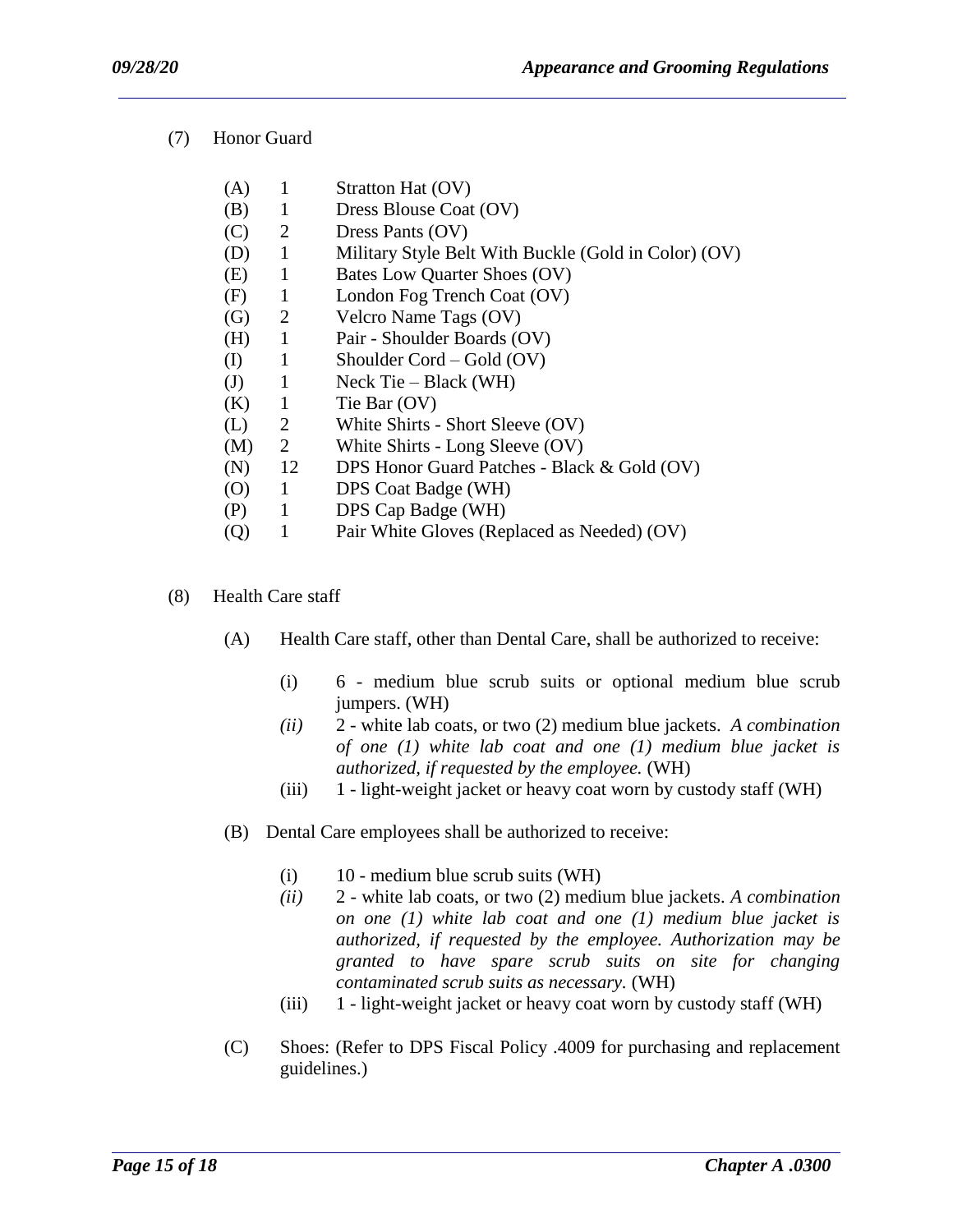(7) Honor Guard

(A) 1 Stratton Hat (OV)
(B) 1 Dress Blouse Coat (OV)
(C) 2 Dress Pants (OV)
(D) 1 Military Style Belt With Buckle (Gold in Color) (OV)
(E) 1 Bates Low Quarter Shoes (OV)
(F) 1 London Fog Trench Coat (OV)
(G) 2 Velcro Name Tags (OV)
(H) 1 Pair - Shoulder Boards (OV)
(I) 1 Shoulder Cord – Gold (OV)
(J) 1 Neck Tie – Black (WH)
(K) 1 Tie Bar (OV)
(L) 2 White Shirts - Short Sleeve (OV)
(M) 2 White Shirts - Long Sleeve (OV)
(N) 12 DPS Honor Guard Patches - Black & Gold (OV)
(O) 1 DPS Coat Badge (WH)
(P) 1 DPS Cap Badge (WH)
(Q) 1 Pair White Gloves (Replaced as Needed) (OV)

(8) Health Care staff

(A) Health Care staff, other than Dental Care, shall be authorized to receive:

(i) 6 - medium blue scrub suits or optional medium blue scrub jumpers. (WH)
*(ii)* 2 - white lab coats, or two (2) medium blue jackets. *A combination of one (1) white lab coat and one (1) medium blue jacket is authorized, if requested by the employee.* (WH)
(iii) 1 - light-weight jacket or heavy coat worn by custody staff (WH)

(B) Dental Care employees shall be authorized to receive:

(i) 10 - medium blue scrub suits (WH)
*(ii)* 2 - white lab coats, or two (2) medium blue jackets. *A combination on one (1) white lab coat and one (1) medium blue jacket is authorized, if requested by the employee. Authorization may be granted to have spare scrub suits on site for changing contaminated scrub suits as necessary.* (WH)
(iii) 1 - light-weight jacket or heavy coat worn by custody staff (WH)

(C) Shoes: (Refer to DPS Fiscal Policy .4009 for purchasing and replacement guidelines.)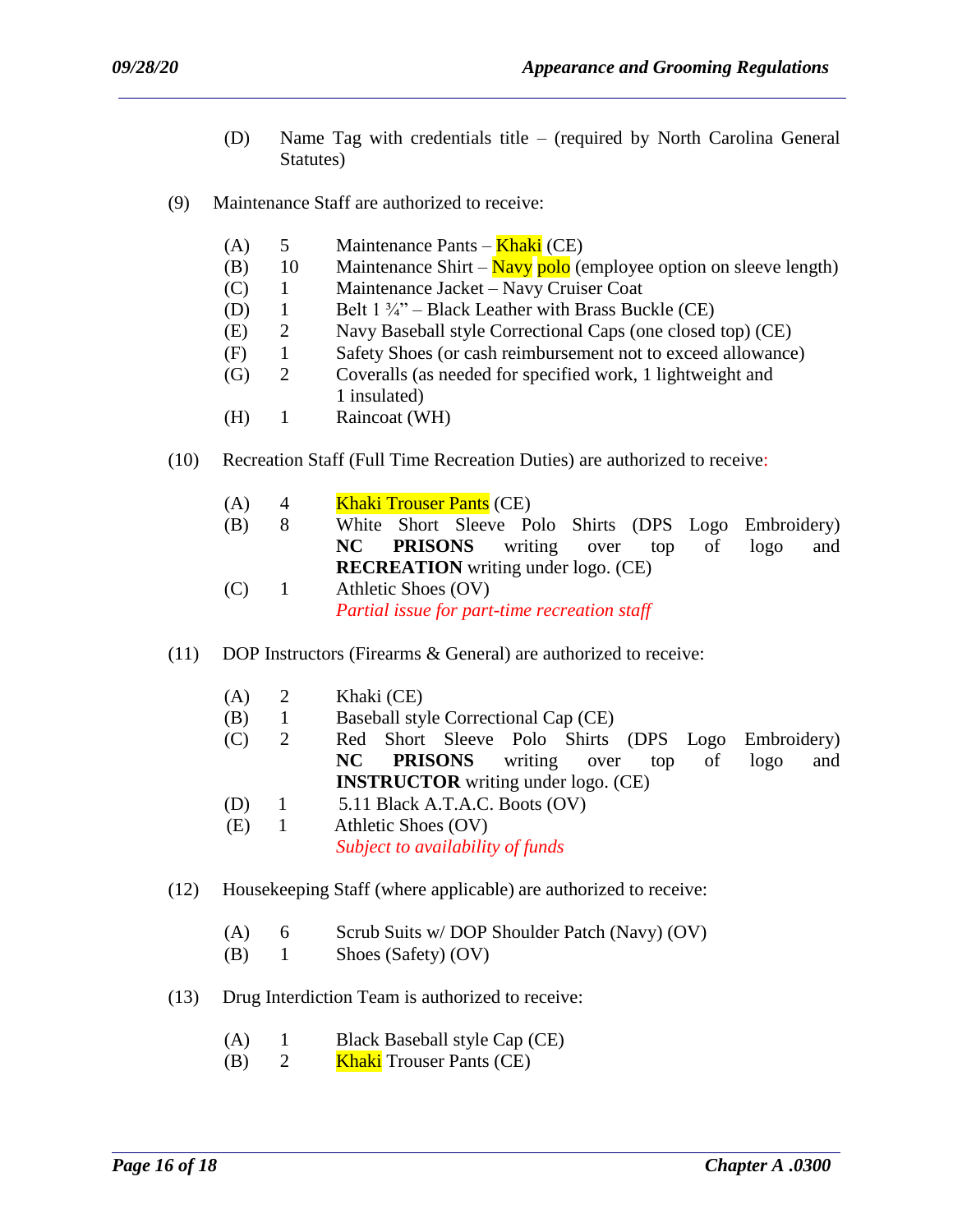(D) Name Tag with credentials title – (required by North Carolina General Statutes)

(9) Maintenance Staff are authorized to receive:

- (A) 5 Maintenance Pants – Khaki (CE)
- (B) 10 Maintenance Shirt – Navy polo (employee option on sleeve length)
- (C) 1 Maintenance Jacket – Navy Cruiser Coat
- (D) 1 Belt 1 ¾" – Black Leather with Brass Buckle (CE)
- (E) 2 Navy Baseball style Correctional Caps (one closed top) (CE)
- (F) 1 Safety Shoes (or cash reimbursement not to exceed allowance)
- (G) 2 Coveralls (as needed for specified work, 1 lightweight and 1 insulated)
- (H) 1 Raincoat (WH)

(10) Recreation Staff (Full Time Recreation Duties) are authorized to receive:

- (A) 4 Khaki Trouser Pants (CE)
- (B) 8 White Short Sleeve Polo Shirts (DPS Logo Embroidery) **NC PRISONS** writing over top of logo and **RECREATION** writing under logo. (CE)
- (C) 1 Athletic Shoes (OV)

  *Partial issue for part-time recreation staff*

(11) DOP Instructors (Firearms & General) are authorized to receive:

- (A) 2 Khaki (CE)
- (B) 1 Baseball style Correctional Cap (CE)
- (C) 2 Red Short Sleeve Polo Shirts (DPS Logo Embroidery) **NC PRISONS** writing over top of logo and **INSTRUCTOR** writing under logo. (CE)
- (D) 1 5.11 Black A.T.A.C. Boots (OV)
- (E) 1 Athletic Shoes (OV)

  *Subject to availability of funds*

(12) Housekeeping Staff (where applicable) are authorized to receive:

- (A) 6 Scrub Suits w/ DOP Shoulder Patch (Navy) (OV)
- (B) 1 Shoes (Safety) (OV)

(13) Drug Interdiction Team is authorized to receive:

- (A) 1 Black Baseball style Cap (CE)
- (B) 2 Khaki Trouser Pants (CE)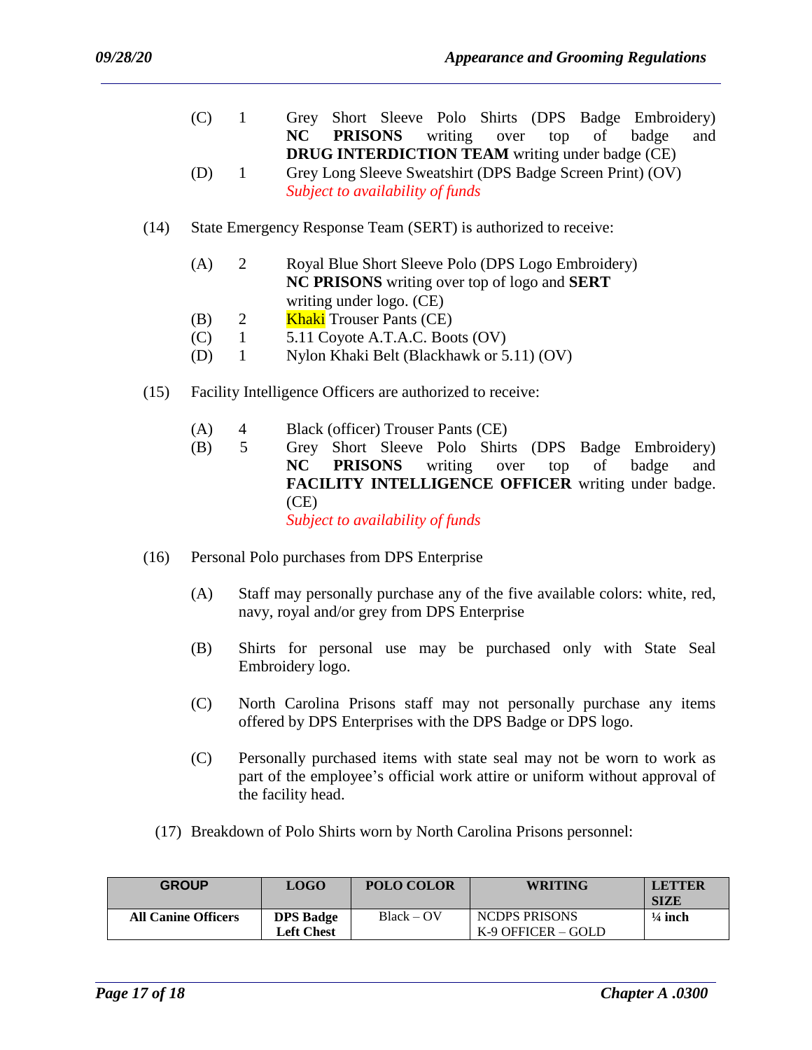(C) 1 Grey Short Sleeve Polo Shirts (DPS Badge Embroidery) **NC PRISONS** writing over top of badge and **DRUG INTERDICTION TEAM** writing under badge (CE)

(D) 1 Grey Long Sleeve Sweatshirt (DPS Badge Screen Print) (OV)
*Subject to availability of funds*

(14) State Emergency Response Team (SERT) is authorized to receive:

(A) 2 Royal Blue Short Sleeve Polo (DPS Logo Embroidery) **NC PRISONS** writing over top of logo and **SERT** writing under logo. (CE)

(B) 2 Khaki Trouser Pants (CE)

(C) 1 5.11 Coyote A.T.A.C. Boots (OV)

(D) 1 Nylon Khaki Belt (Blackhawk or 5.11) (OV)

(15) Facility Intelligence Officers are authorized to receive:

(A) 4 Black (officer) Trouser Pants (CE)

(B) 5 Grey Short Sleeve Polo Shirts (DPS Badge Embroidery) **NC PRISONS** writing over top of badge and **FACILITY INTELLIGENCE OFFICER** writing under badge. (CE)
*Subject to availability of funds*

(16) Personal Polo purchases from DPS Enterprise

(A) Staff may personally purchase any of the five available colors: white, red, navy, royal and/or grey from DPS Enterprise

(B) Shirts for personal use may be purchased only with State Seal Embroidery logo.

(C) North Carolina Prisons staff may not personally purchase any items offered by DPS Enterprises with the DPS Badge or DPS logo.

(C) Personally purchased items with state seal may not be worn to work as part of the employee's official work attire or uniform without approval of the facility head.

(17) Breakdown of Polo Shirts worn by North Carolina Prisons personnel:

| GROUP | LOGO | POLO COLOR | WRITING | LETTER SIZE |
|---|---|---|---|---|
| **All Canine Officers** | **DPS Badge Left Chest** | Black – OV | NCDPS PRISONS K-9 OFFICER – GOLD | **¼ inch** |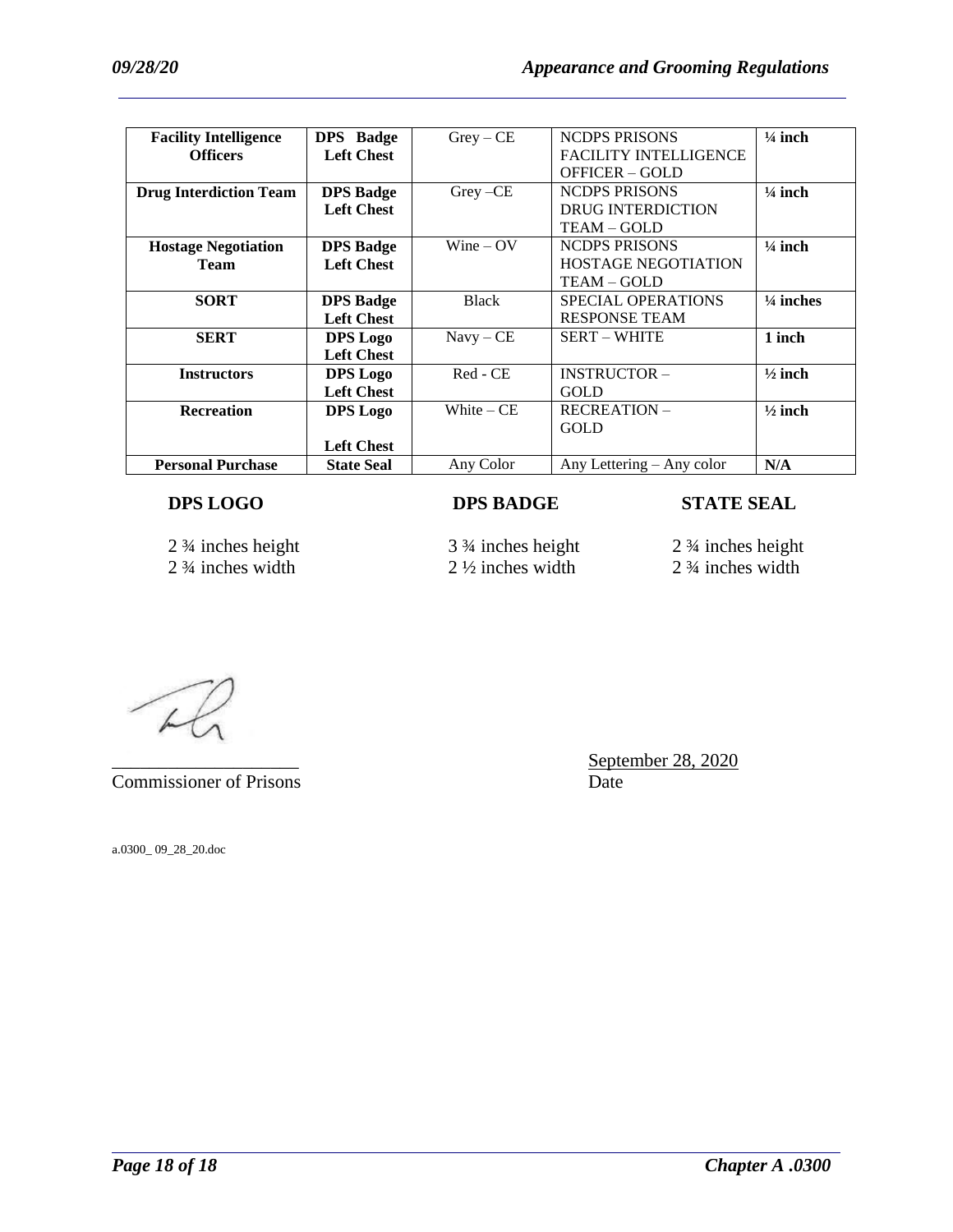| | | | | |
|---|---|---|---|---|
| **Facility Intelligence Officers** | **DPS Badge Left Chest** | Grey – CE | NCDPS PRISONS FACILITY INTELLIGENCE OFFICER – GOLD | **¼ inch** |
| **Drug Interdiction Team** | **DPS Badge Left Chest** | Grey –CE | NCDPS PRISONS DRUG INTERDICTION TEAM – GOLD | **¼ inch** |
| **Hostage Negotiation Team** | **DPS Badge Left Chest** | Wine – OV | NCDPS PRISONS HOSTAGE NEGOTIATION TEAM – GOLD | **¼ inch** |
| **SORT** | **DPS Badge Left Chest** | Black | SPECIAL OPERATIONS RESPONSE TEAM | **¼ inches** |
| **SERT** | **DPS Logo Left Chest** | Navy – CE | SERT – WHITE | **1 inch** |
| **Instructors** | **DPS Logo Left Chest** | Red - CE | INSTRUCTOR – GOLD | **½ inch** |
| **Recreation** | **DPS Logo Left Chest** | White – CE | RECREATION – GOLD | **½ inch** |
| **Personal Purchase** | **State Seal** | Any Color | Any Lettering – Any color | **N/A** |

| **DPS LOGO** | **DPS BADGE** | **STATE SEAL** |
|---|---|---|
| 2 ¾ inches height | 3 ¾ inches height | 2 ¾ inches height |
| 2 ¾ inches width | 2 ½ inches width | 2 ¾ inches width |

____________________
Commissioner of Prisons

September 28, 2020
Date

a.0300_ 09_28_20.doc